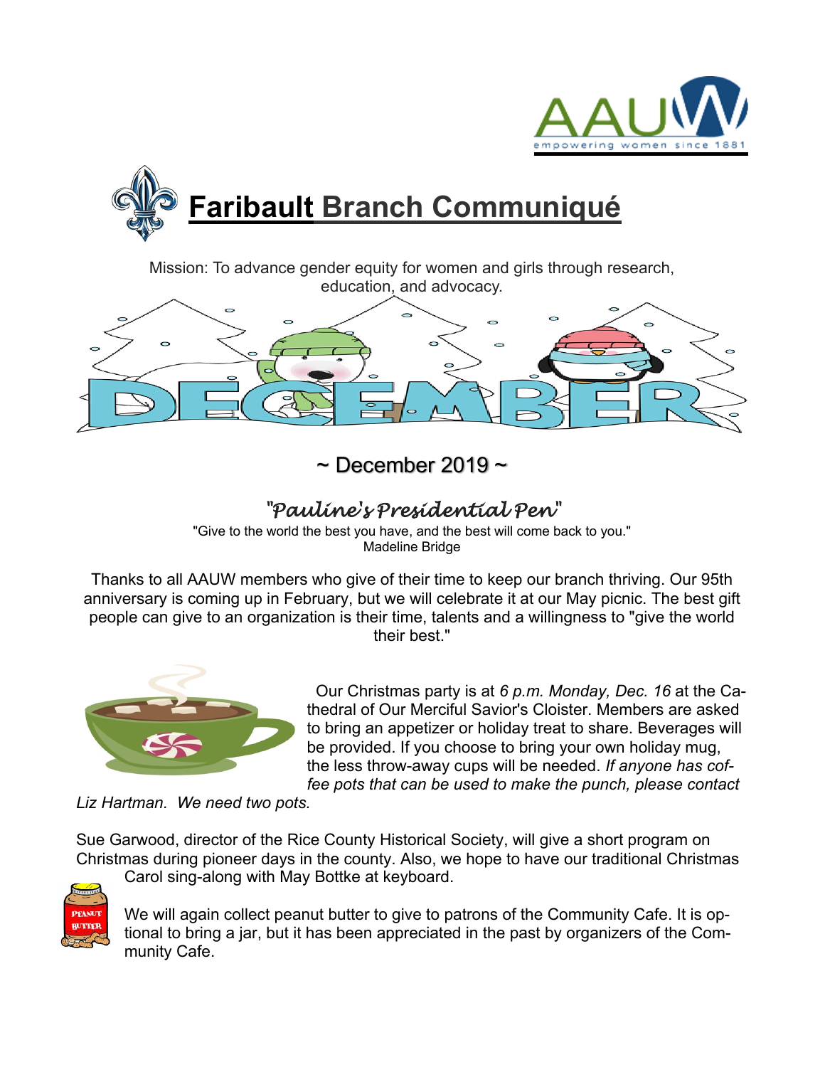# Faribault Branch Communiqué

Mission: To advance gender equity for women and girls through research, education, and advocacy.

~ December 2019 ~

## "Pauline's Presidential Pen"

"Give to the world the best you have, and the best will come back to you."
Madeline Bridge

Thanks to all AAUW members who give of their time to keep our branch thriving. Our 95th anniversary is coming up in February, but we will celebrate it at our May picnic. The best gift people can give to an organization is their time, talents and a willingness to "give the world their best."

Our Christmas party is at *6 p.m. Monday, Dec. 16* at the Cathedral of Our Merciful Savior's Cloister. Members are asked to bring an appetizer or holiday treat to share. Beverages will be provided. If you choose to bring your own holiday mug, the less throw-away cups will be needed. *If anyone has coffee pots that can be used to make the punch, please contact Liz Hartman. We need two pots.*

Sue Garwood, director of the Rice County Historical Society, will give a short program on Christmas during pioneer days in the county. Also, we hope to have our traditional Christmas Carol sing-along with May Bottke at keyboard.

We will again collect peanut butter to give to patrons of the Community Cafe. It is optional to bring a jar, but it has been appreciated in the past by organizers of the Community Cafe.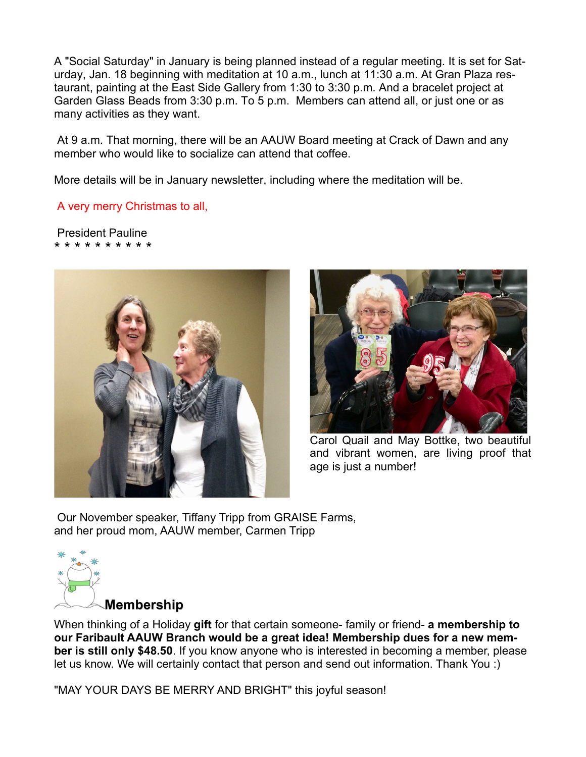A "Social Saturday" in January is being planned instead of a regular meeting. It is set for Saturday, Jan. 18 beginning with meditation at 10 a.m., lunch at 11:30 a.m. At Gran Plaza restaurant, painting at the East Side Gallery from 1:30 to 3:30 p.m. And a bracelet project at Garden Glass Beads from 3:30 p.m. To 5 p.m. Members can attend all, or just one or as many activities as they want.

At 9 a.m. That morning, there will be an AAUW Board meeting at Crack of Dawn and any member who would like to socialize can attend that coffee.

More details will be in January newsletter, including where the meditation will be.

A very merry Christmas to all,

President Pauline

* * * * * * * * * *

Carol Quail and May Bottke, two beautiful and vibrant women, are living proof that age is just a number!

Our November speaker, Tiffany Tripp from GRAISE Farms, and her proud mom, AAUW member, Carmen Tripp

## Membership

When thinking of a Holiday **gift** for that certain someone- family or friend- **a membership to our Faribault AAUW Branch would be a great idea! Membership dues for a new member is still only $48.50**. If you know anyone who is interested in becoming a member, please let us know. We will certainly contact that person and send out information. Thank You :)

"MAY YOUR DAYS BE MERRY AND BRIGHT" this joyful season!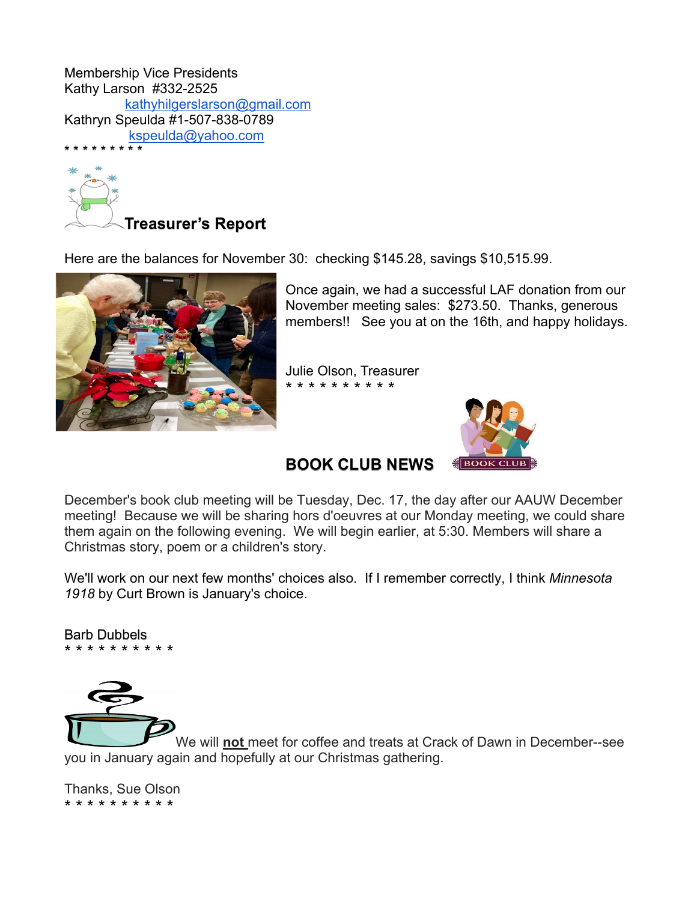Membership Vice Presidents
Kathy Larson #332-2525
kathyhilgerslarson@gmail.com
Kathryn Speulda #1-507-838-0789
kspeulda@yahoo.com

* * * * * * * * *

## Treasurer's Report

Here are the balances for November 30: checking $145.28, savings $10,515.99.

Once again, we had a successful LAF donation from our November meeting sales: $273.50. Thanks, generous members!! See you at on the 16th, and happy holidays.

Julie Olson, Treasurer

* * * * * * * * * *

## BOOK CLUB NEWS

December's book club meeting will be Tuesday, Dec. 17, the day after our AAUW December meeting! Because we will be sharing hors d'oeuvres at our Monday meeting, we could share them again on the following evening. We will begin earlier, at 5:30. Members will share a Christmas story, poem or a children's story.

We'll work on our next few months' choices also. If I remember correctly, I think *Minnesota 1918* by Curt Brown is January's choice.

Barb Dubbels

* * * * * * * * * *

We will **not** meet for coffee and treats at Crack of Dawn in December--see you in January again and hopefully at our Christmas gathering.

Thanks, Sue Olson

* * * * * * * * * *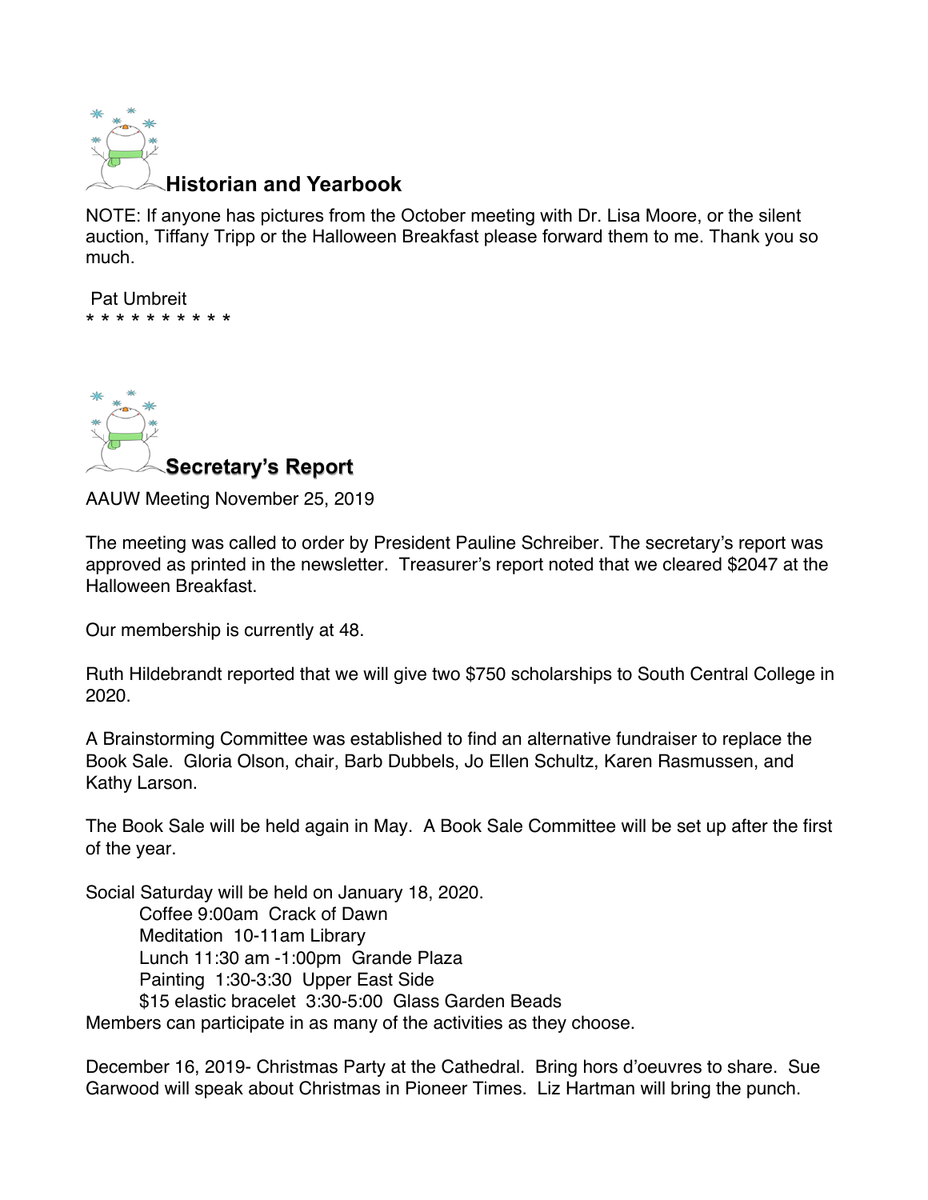## Historian and Yearbook

NOTE: If anyone has pictures from the October meeting with Dr. Lisa Moore, or the silent auction, Tiffany Tripp or the Halloween Breakfast please forward them to me. Thank you so much.

Pat Umbreit
* * * * * * * * * *

## Secretary's Report

AAUW Meeting November 25, 2019

The meeting was called to order by President Pauline Schreiber. The secretary's report was approved as printed in the newsletter. Treasurer's report noted that we cleared $2047 at the Halloween Breakfast.

Our membership is currently at 48.

Ruth Hildebrandt reported that we will give two $750 scholarships to South Central College in 2020.

A Brainstorming Committee was established to find an alternative fundraiser to replace the Book Sale. Gloria Olson, chair, Barb Dubbels, Jo Ellen Schultz, Karen Rasmussen, and Kathy Larson.

The Book Sale will be held again in May. A Book Sale Committee will be set up after the first of the year.

Social Saturday will be held on January 18, 2020.

Coffee 9:00am Crack of Dawn
Meditation 10-11am Library
Lunch 11:30 am -1:00pm Grande Plaza
Painting 1:30-3:30 Upper East Side
$15 elastic bracelet 3:30-5:00 Glass Garden Beads

Members can participate in as many of the activities as they choose.

December 16, 2019- Christmas Party at the Cathedral. Bring hors d'oeuvres to share. Sue Garwood will speak about Christmas in Pioneer Times. Liz Hartman will bring the punch.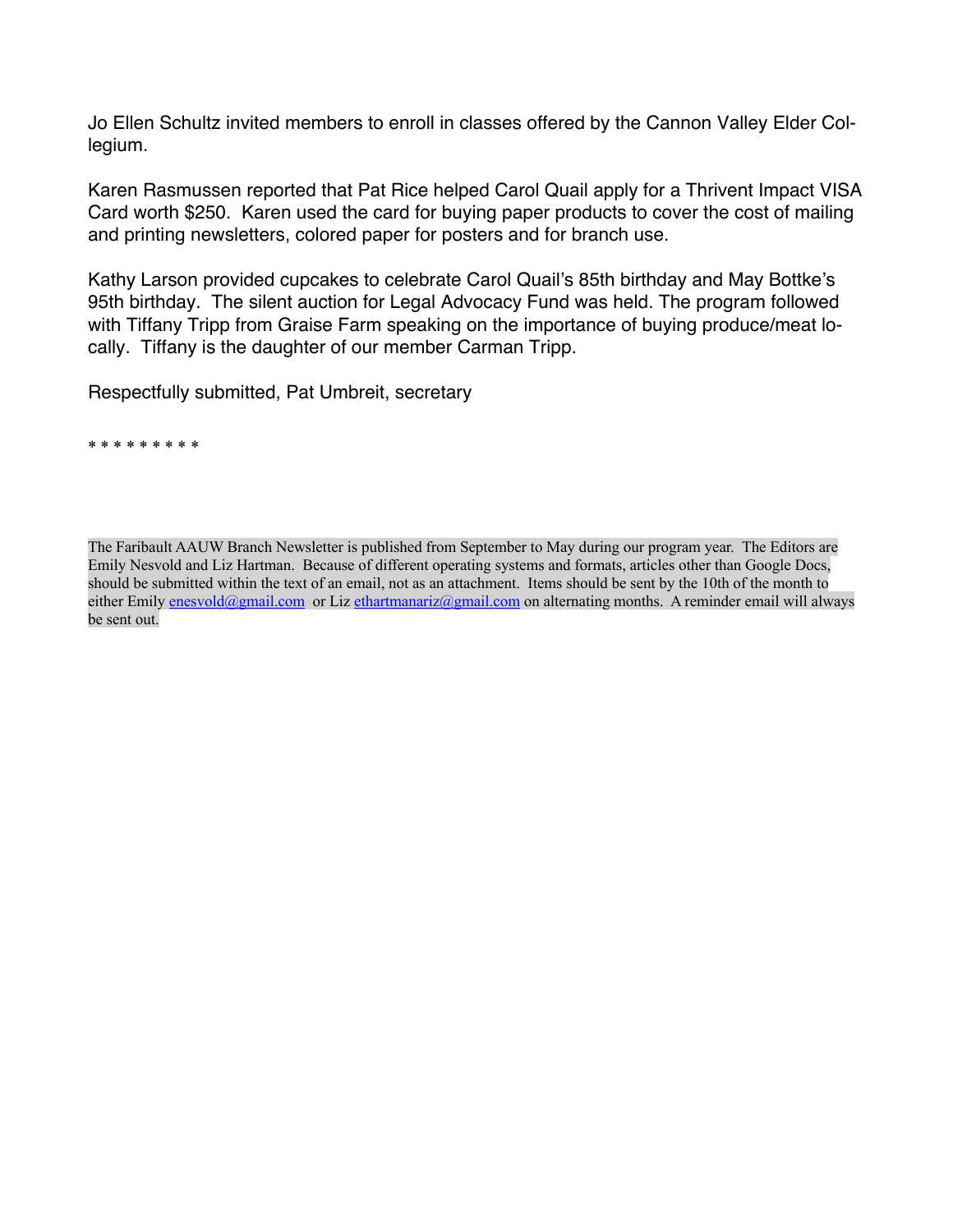Jo Ellen Schultz invited members to enroll in classes offered by the Cannon Valley Elder Collegium.

Karen Rasmussen reported that Pat Rice helped Carol Quail apply for a Thrivent Impact VISA Card worth $250.  Karen used the card for buying paper products to cover the cost of mailing and printing newsletters, colored paper for posters and for branch use.

Kathy Larson provided cupcakes to celebrate Carol Quail's 85th birthday and May Bottke's 95th birthday.  The silent auction for Legal Advocacy Fund was held. The program followed with Tiffany Tripp from Graise Farm speaking on the importance of buying produce/meat locally.  Tiffany is the daughter of our member Carman Tripp.

Respectfully submitted, Pat Umbreit, secretary

* * * * * * * * *

The Faribault AAUW Branch Newsletter is published from September to May during our program year.  The Editors are Emily Nesvold and Liz Hartman.  Because of different operating systems and formats, articles other than Google Docs, should be submitted within the text of an email, not as an attachment.  Items should be sent by the 10th of the month to either Emily enesvold@gmail.com  or Liz ethartmanariz@gmail.com on alternating months.  A reminder email will always be sent out.